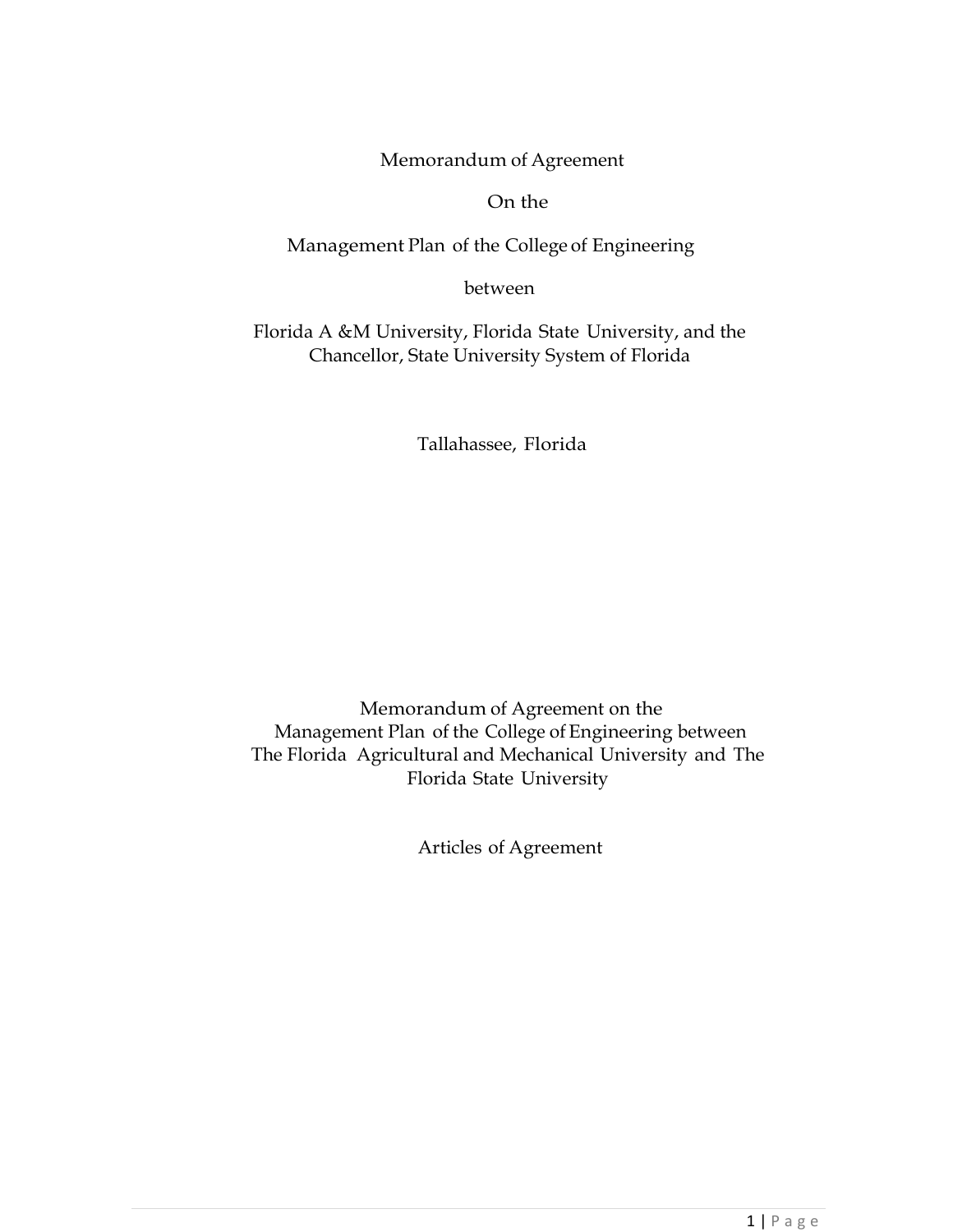# Memorandum of Agreement

On the

Management Plan of the College of Engineering

between

Florida A &M University, Florida State University, and the Chancellor, State University System of Florida

Tallahassee, Florida

## Memorandum of Agreement on the Management Plan of the College of Engineering between The Florida Agricultural and Mechanical University and The Florida State University

Articles of Agreement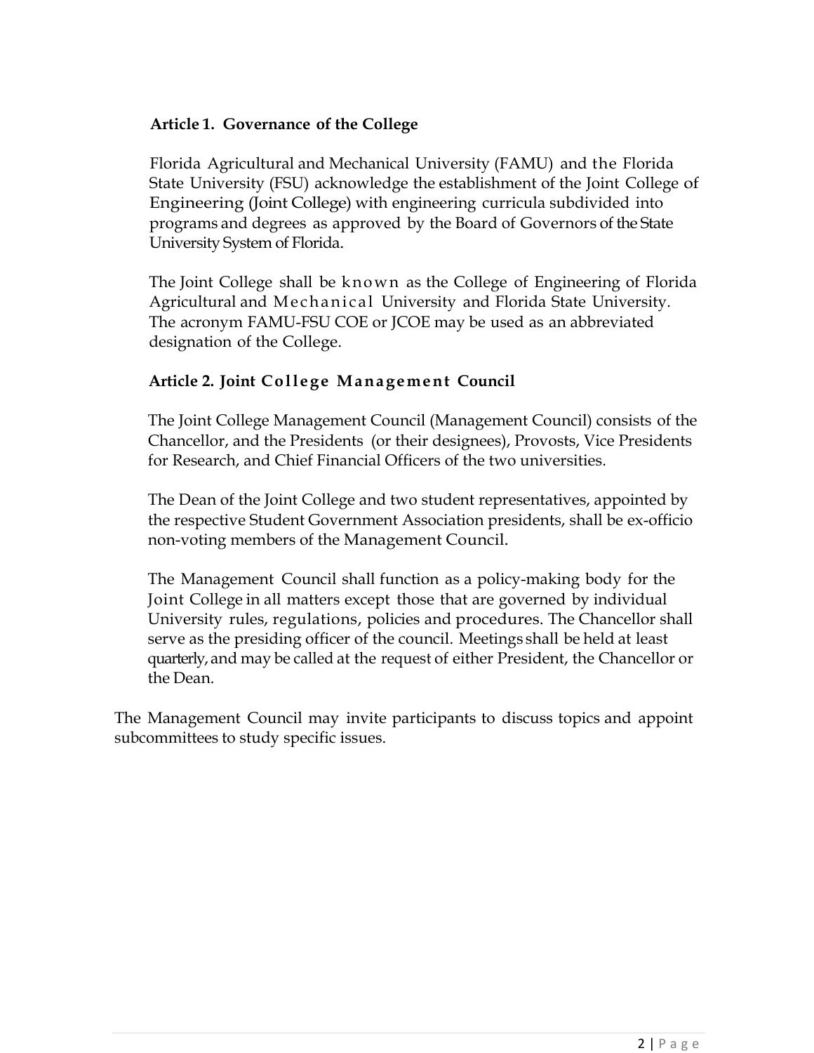### Article 1. Governance of the College

Florida Agricultural and Mechanical University (FAMU) and the Florida State University (FSU) acknowledge the establishment of the Joint College of Engineering (Joint College) with engineering curricula subdivided into programs and degrees as approved by the Board of Governors of the State University System of Florida.

The Joint College shall be known as the College of Engineering of Florida Agricultural and Mechanical University and Florida State University. The acronym FAMU-FSU COE or JCOE may be used as an abbreviated designation of the College.

### Article 2. Joint College Management Council

The Joint College Management Council (Management Council) consists of the Chancellor, and the Presidents (or their designees), Provosts, Vice Presidents for Research, and Chief Financial Officers of the two universities.

The Dean of the Joint College and two student representatives, appointed by the respective Student Government Association presidents, shall be ex-officio non-voting members of the Management Council.

The Management Council shall function as a policy-making body for the Joint College in all matters except those that are governed by individual University rules, regulations, policies and procedures. The Chancellor shall serve as the presiding officer of the council. Meetings shall be held at least quarterly, and may be called at the request of either President, the Chancellor or the Dean.

The Management Council may invite participants to discuss topics and appoint subcommittees to study specific issues.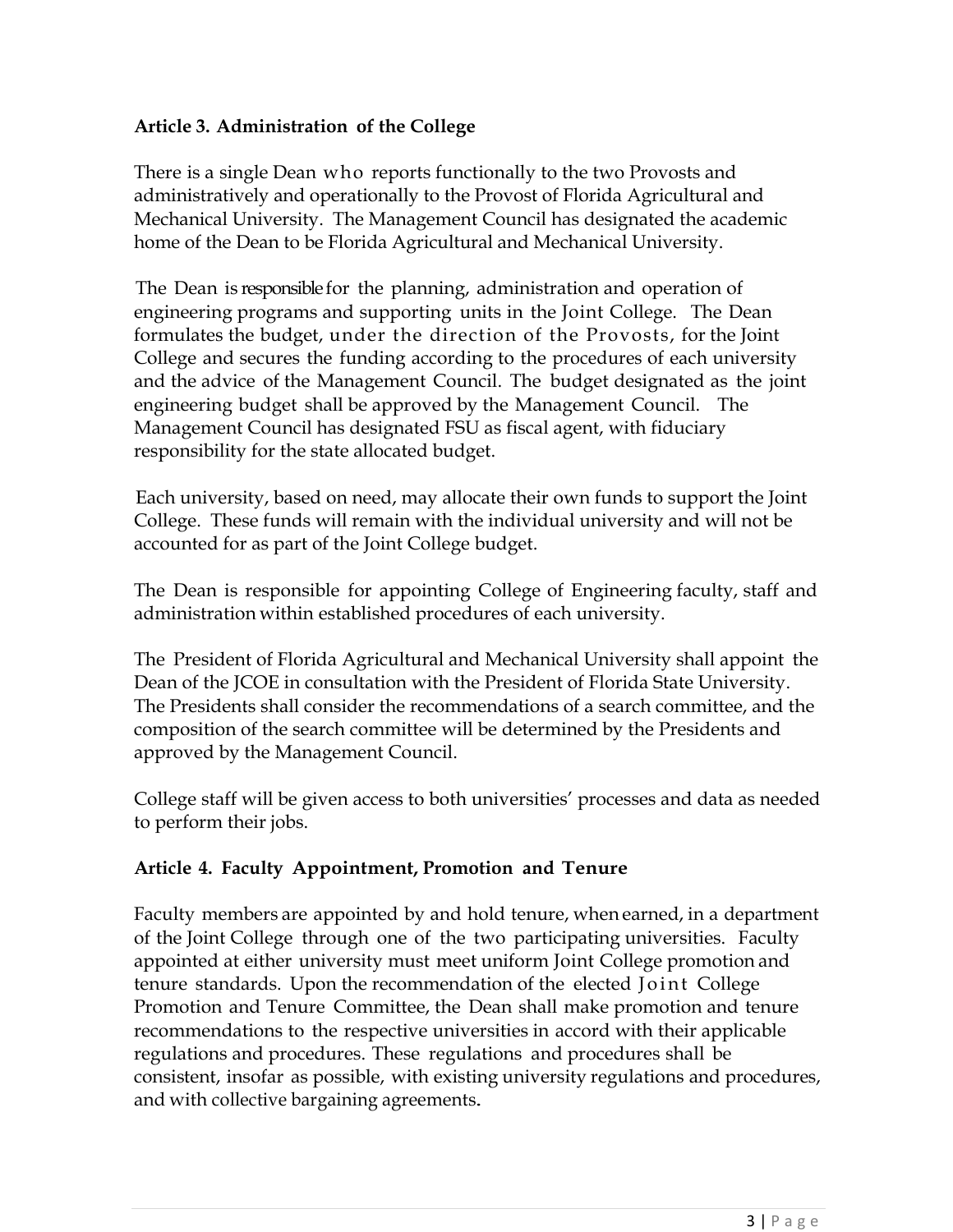### Article 3. Administration of the College

There is a single Dean who reports functionally to the two Provosts and administratively and operationally to the Provost of Florida Agricultural and Mechanical University. The Management Council has designated the academic home of the Dean to be Florida Agricultural and Mechanical University.

The Dean is responsible for the planning, administration and operation of engineering programs and supporting units in the Joint College. The Dean formulates the budget, under the direction of the Provosts, for the Joint College and secures the funding according to the procedures of each university and the advice of the Management Council. The budget designated as the joint engineering budget shall be approved by the Management Council. The Management Council has designated FSU as fiscal agent, with fiduciary responsibility for the state allocated budget.

Each university, based on need, may allocate their own funds to support the Joint College. These funds will remain with the individual university and will not be accounted for as part of the Joint College budget.

The Dean is responsible for appointing College of Engineering faculty, staff and administration within established procedures of each university.

The President of Florida Agricultural and Mechanical University shall appoint the Dean of the JCOE in consultation with the President of Florida State University. The Presidents shall consider the recommendations of a search committee, and the composition of the search committee will be determined by the Presidents and approved by the Management Council.

College staff will be given access to both universities' processes and data as needed to perform their jobs.

### Article 4. Faculty Appointment, Promotion and Tenure

Faculty members are appointed by and hold tenure, when earned, in a department of the Joint College through one of the two participating universities. Faculty appointed at either university must meet uniform Joint College promotion and tenure standards. Upon the recommendation of the elected Joint College Promotion and Tenure Committee, the Dean shall make promotion and tenure recommendations to the respective universities in accord with their applicable regulations and procedures. These regulations and procedures shall be consistent, insofar as possible, with existing university regulations and procedures, and with collective bargaining agreements.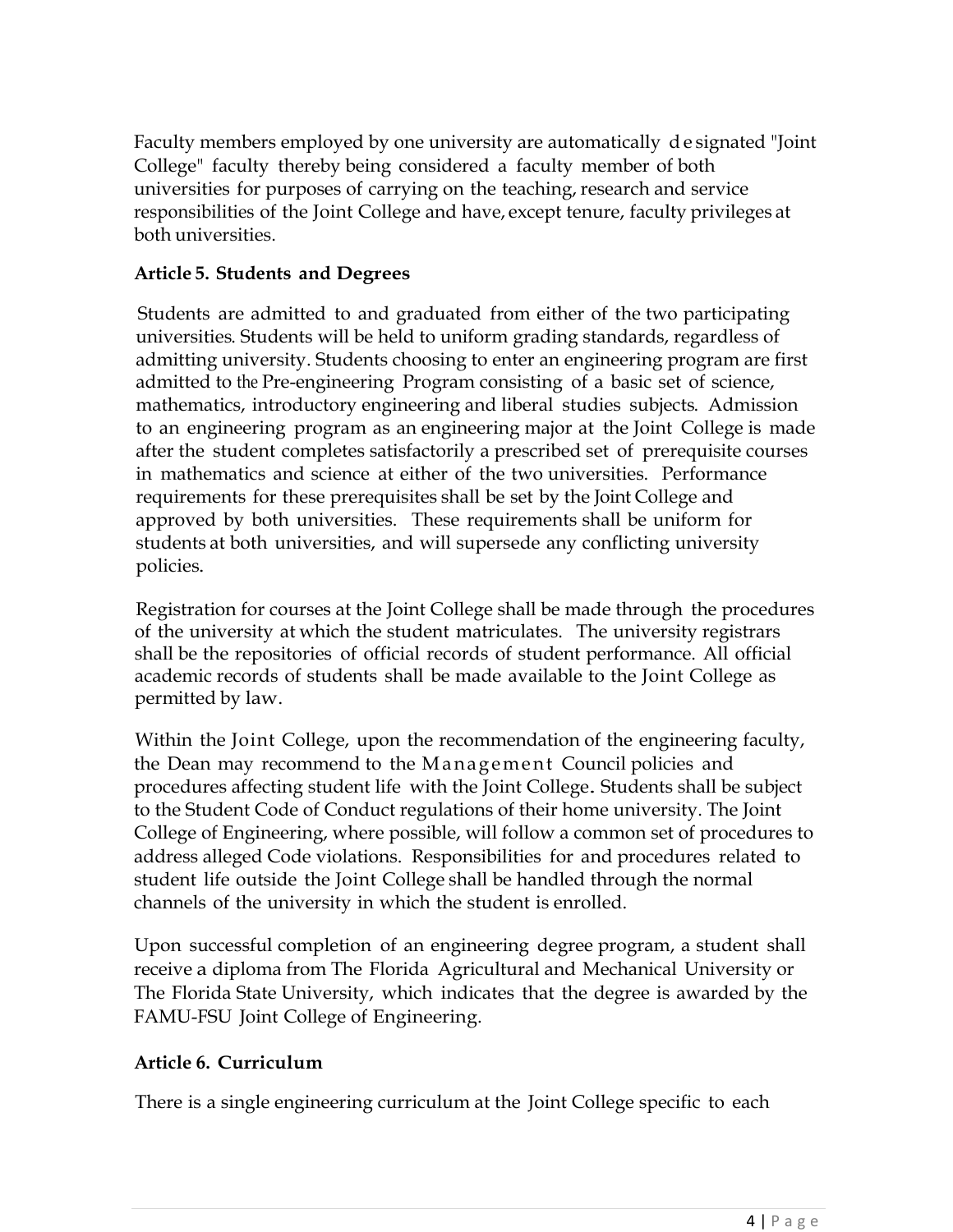Faculty members employed by one university are automatically designated "Joint College" faculty thereby being considered a faculty member of both universities for purposes of carrying on the teaching, research and service responsibilities of the Joint College and have, except tenure, faculty privileges at both universities.

**Article 5. Students and Degrees**

Students are admitted to and graduated from either of the two participating universities. Students will be held to uniform grading standards, regardless of admitting university. Students choosing to enter an engineering program are first admitted to the Pre-engineering Program consisting of a basic set of science, mathematics, introductory engineering and liberal studies subjects. Admission to an engineering program as an engineering major at the Joint College is made after the student completes satisfactorily a prescribed set of prerequisite courses in mathematics and science at either of the two universities. Performance requirements for these prerequisites shall be set by the Joint College and approved by both universities. These requirements shall be uniform for students at both universities, and will supersede any conflicting university policies.

Registration for courses at the Joint College shall be made through the procedures of the university at which the student matriculates. The university registrars shall be the repositories of official records of student performance. All official academic records of students shall be made available to the Joint College as permitted by law.

Within the Joint College, upon the recommendation of the engineering faculty, the Dean may recommend to the Management Council policies and procedures affecting student life with the Joint College. Students shall be subject to the Student Code of Conduct regulations of their home university. The Joint College of Engineering, where possible, will follow a common set of procedures to address alleged Code violations. Responsibilities for and procedures related to student life outside the Joint College shall be handled through the normal channels of the university in which the student is enrolled.

Upon successful completion of an engineering degree program, a student shall receive a diploma from The Florida Agricultural and Mechanical University or The Florida State University, which indicates that the degree is awarded by the FAMU-FSU Joint College of Engineering.

**Article 6. Curriculum**

There is a single engineering curriculum at the Joint College specific to each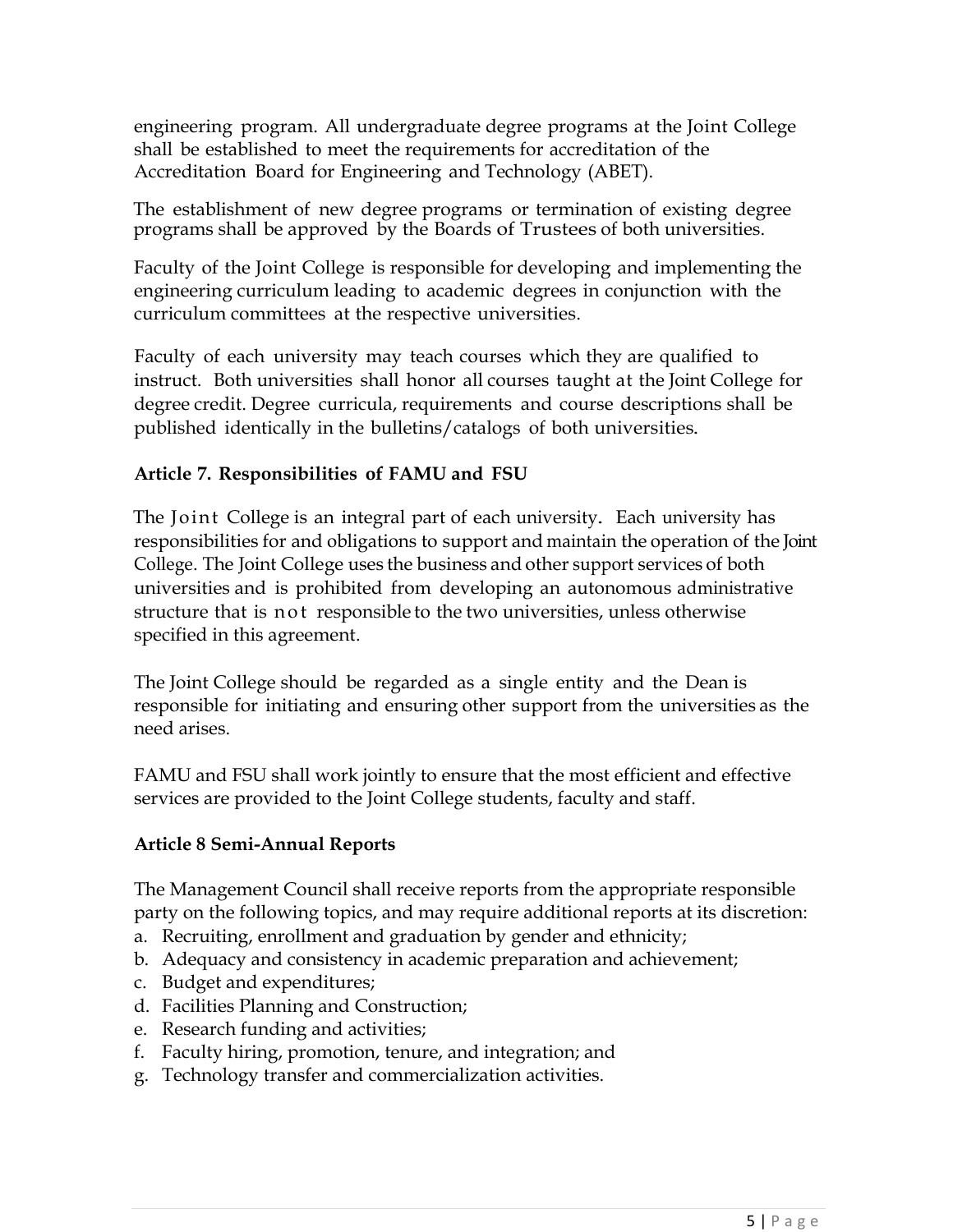engineering program. All undergraduate degree programs at the Joint College shall be established to meet the requirements for accreditation of the Accreditation Board for Engineering and Technology (ABET).

The establishment of new degree programs or termination of existing degree programs shall be approved by the Boards of Trustees of both universities.

Faculty of the Joint College is responsible for developing and implementing the engineering curriculum leading to academic degrees in conjunction with the curriculum committees at the respective universities.

Faculty of each university may teach courses which they are qualified to instruct. Both universities shall honor all courses taught at the Joint College for degree credit. Degree curricula, requirements and course descriptions shall be published identically in the bulletins/catalogs of both universities.

**Article 7. Responsibilities of FAMU and FSU**

The Joint College is an integral part of each university. Each university has responsibilities for and obligations to support and maintain the operation of the Joint College. The Joint College uses the business and other support services of both universities and is prohibited from developing an autonomous administrative structure that is not responsible to the two universities, unless otherwise specified in this agreement.

The Joint College should be regarded as a single entity and the Dean is responsible for initiating and ensuring other support from the universities as the need arises.

FAMU and FSU shall work jointly to ensure that the most efficient and effective services are provided to the Joint College students, faculty and staff.

**Article 8 Semi-Annual Reports**

The Management Council shall receive reports from the appropriate responsible party on the following topics, and may require additional reports at its discretion:

a. Recruiting, enrollment and graduation by gender and ethnicity;
b. Adequacy and consistency in academic preparation and achievement;
c. Budget and expenditures;
d. Facilities Planning and Construction;
e. Research funding and activities;
f. Faculty hiring, promotion, tenure, and integration; and
g. Technology transfer and commercialization activities.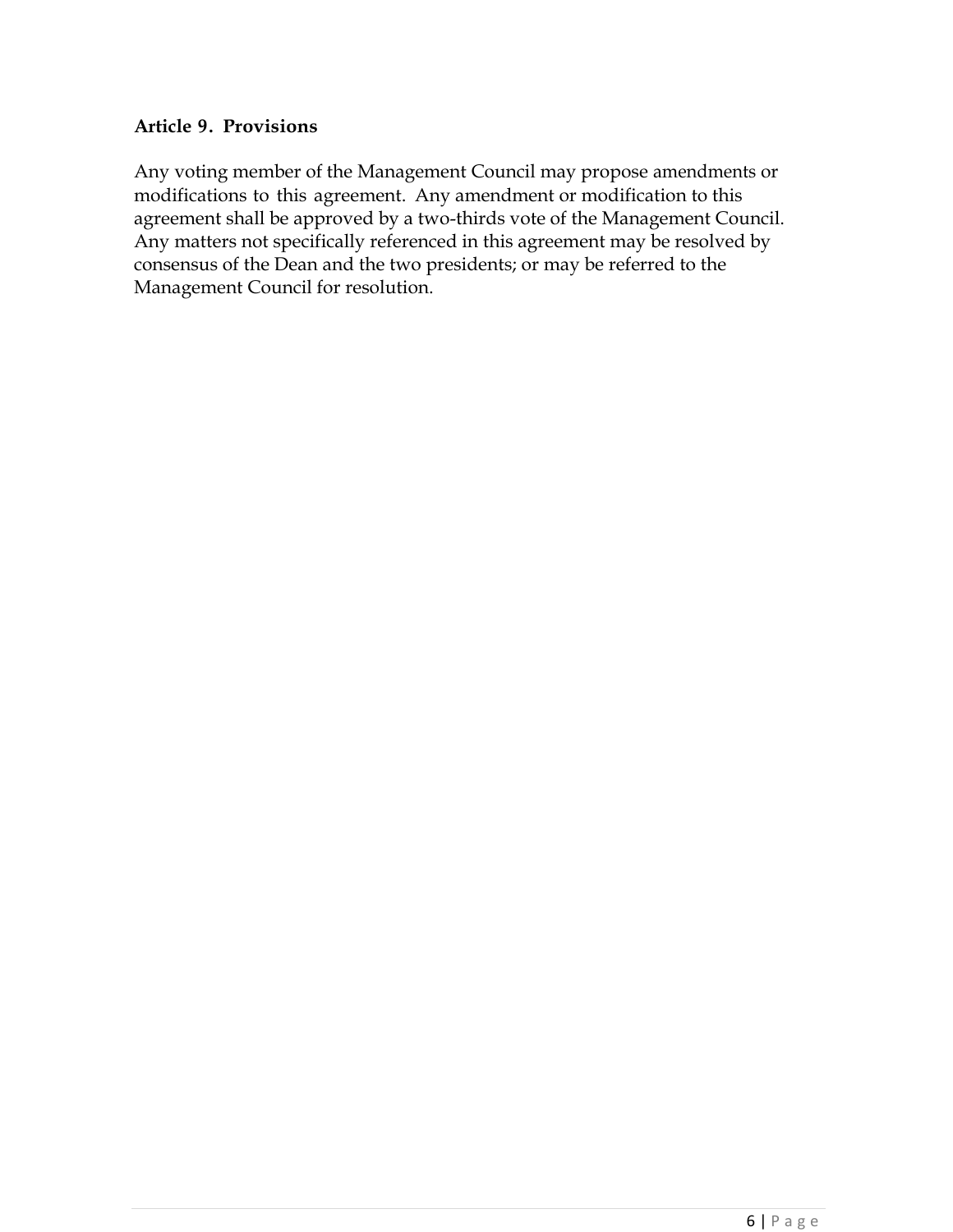### Article 9. Provisions

Any voting member of the Management Council may propose amendments or modifications to this agreement. Any amendment or modification to this agreement shall be approved by a two-thirds vote of the Management Council. Any matters not specifically referenced in this agreement may be resolved by consensus of the Dean and the two presidents; or may be referred to the Management Council for resolution.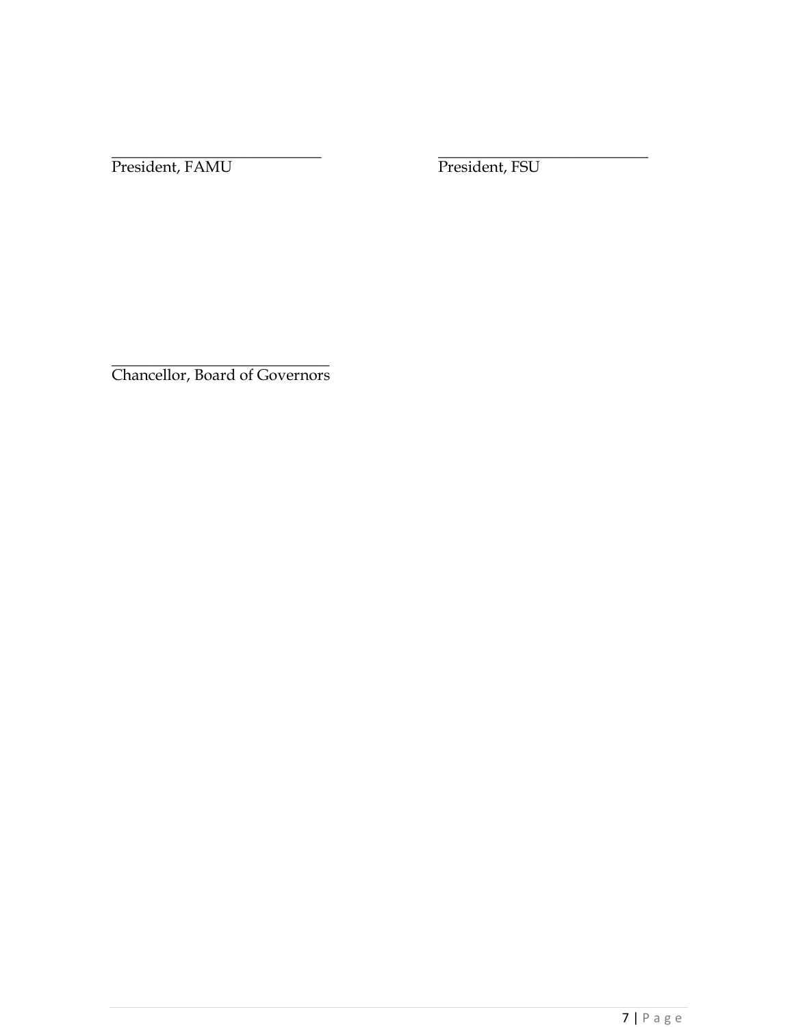_____________________________ _____________________________
President, FAMU President, FSU

_____________________________
Chancellor, Board of Governors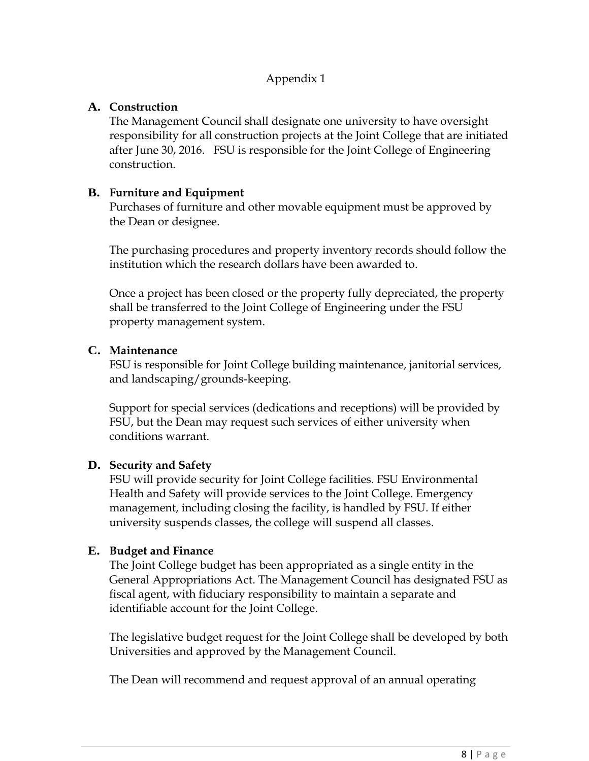# Appendix 1

**A. Construction**

The Management Council shall designate one university to have oversight responsibility for all construction projects at the Joint College that are initiated after June 30, 2016. FSU is responsible for the Joint College of Engineering construction.

**B. Furniture and Equipment**

Purchases of furniture and other movable equipment must be approved by the Dean or designee.

The purchasing procedures and property inventory records should follow the institution which the research dollars have been awarded to.

Once a project has been closed or the property fully depreciated, the property shall be transferred to the Joint College of Engineering under the FSU property management system.

**C. Maintenance**

FSU is responsible for Joint College building maintenance, janitorial services, and landscaping/grounds-keeping.

Support for special services (dedications and receptions) will be provided by FSU, but the Dean may request such services of either university when conditions warrant.

**D. Security and Safety**

FSU will provide security for Joint College facilities. FSU Environmental Health and Safety will provide services to the Joint College. Emergency management, including closing the facility, is handled by FSU. If either university suspends classes, the college will suspend all classes.

**E. Budget and Finance**

The Joint College budget has been appropriated as a single entity in the General Appropriations Act. The Management Council has designated FSU as fiscal agent, with fiduciary responsibility to maintain a separate and identifiable account for the Joint College.

The legislative budget request for the Joint College shall be developed by both Universities and approved by the Management Council.

The Dean will recommend and request approval of an annual operating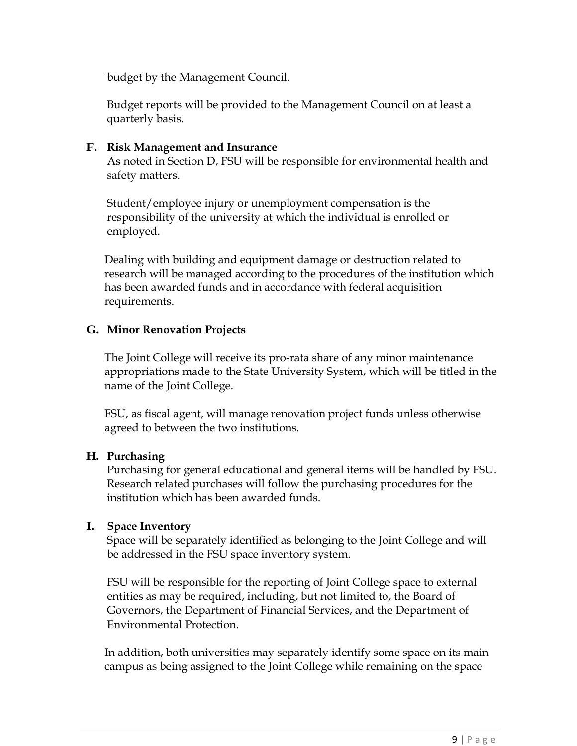budget by the Management Council.

Budget reports will be provided to the Management Council on at least a quarterly basis.

**F. Risk Management and Insurance**

As noted in Section D, FSU will be responsible for environmental health and safety matters.

Student/employee injury or unemployment compensation is the responsibility of the university at which the individual is enrolled or employed.

Dealing with building and equipment damage or destruction related to research will be managed according to the procedures of the institution which has been awarded funds and in accordance with federal acquisition requirements.

**G. Minor Renovation Projects**

The Joint College will receive its pro-rata share of any minor maintenance appropriations made to the State University System, which will be titled in the name of the Joint College.

FSU, as fiscal agent, will manage renovation project funds unless otherwise agreed to between the two institutions.

**H. Purchasing**

Purchasing for general educational and general items will be handled by FSU. Research related purchases will follow the purchasing procedures for the institution which has been awarded funds.

**I. Space Inventory**

Space will be separately identified as belonging to the Joint College and will be addressed in the FSU space inventory system.

FSU will be responsible for the reporting of Joint College space to external entities as may be required, including, but not limited to, the Board of Governors, the Department of Financial Services, and the Department of Environmental Protection.

In addition, both universities may separately identify some space on its main campus as being assigned to the Joint College while remaining on the space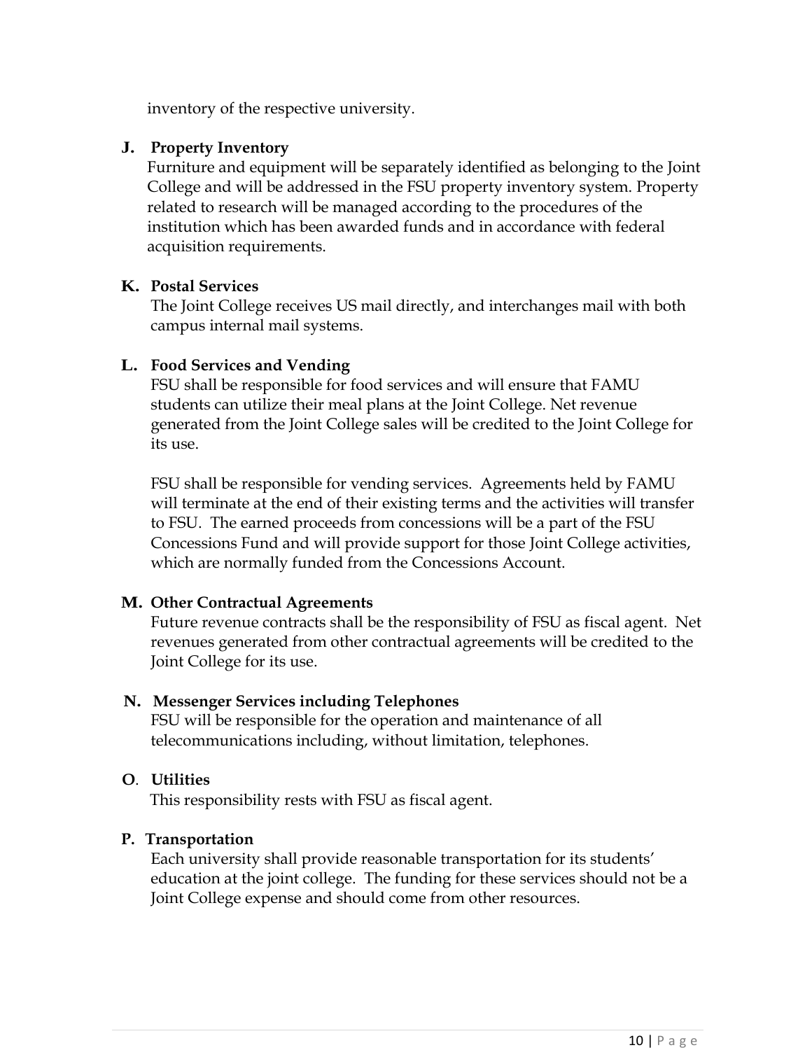inventory of the respective university.

**J. Property Inventory**

Furniture and equipment will be separately identified as belonging to the Joint College and will be addressed in the FSU property inventory system. Property related to research will be managed according to the procedures of the institution which has been awarded funds and in accordance with federal acquisition requirements.

**K. Postal Services**

The Joint College receives US mail directly, and interchanges mail with both campus internal mail systems.

**L. Food Services and Vending**

FSU shall be responsible for food services and will ensure that FAMU students can utilize their meal plans at the Joint College. Net revenue generated from the Joint College sales will be credited to the Joint College for its use.

FSU shall be responsible for vending services. Agreements held by FAMU will terminate at the end of their existing terms and the activities will transfer to FSU. The earned proceeds from concessions will be a part of the FSU Concessions Fund and will provide support for those Joint College activities, which are normally funded from the Concessions Account.

**M. Other Contractual Agreements**

Future revenue contracts shall be the responsibility of FSU as fiscal agent. Net revenues generated from other contractual agreements will be credited to the Joint College for its use.

**N. Messenger Services including Telephones**

FSU will be responsible for the operation and maintenance of all telecommunications including, without limitation, telephones.

**O. Utilities**

This responsibility rests with FSU as fiscal agent.

**P. Transportation**

Each university shall provide reasonable transportation for its students' education at the joint college. The funding for these services should not be a Joint College expense and should come from other resources.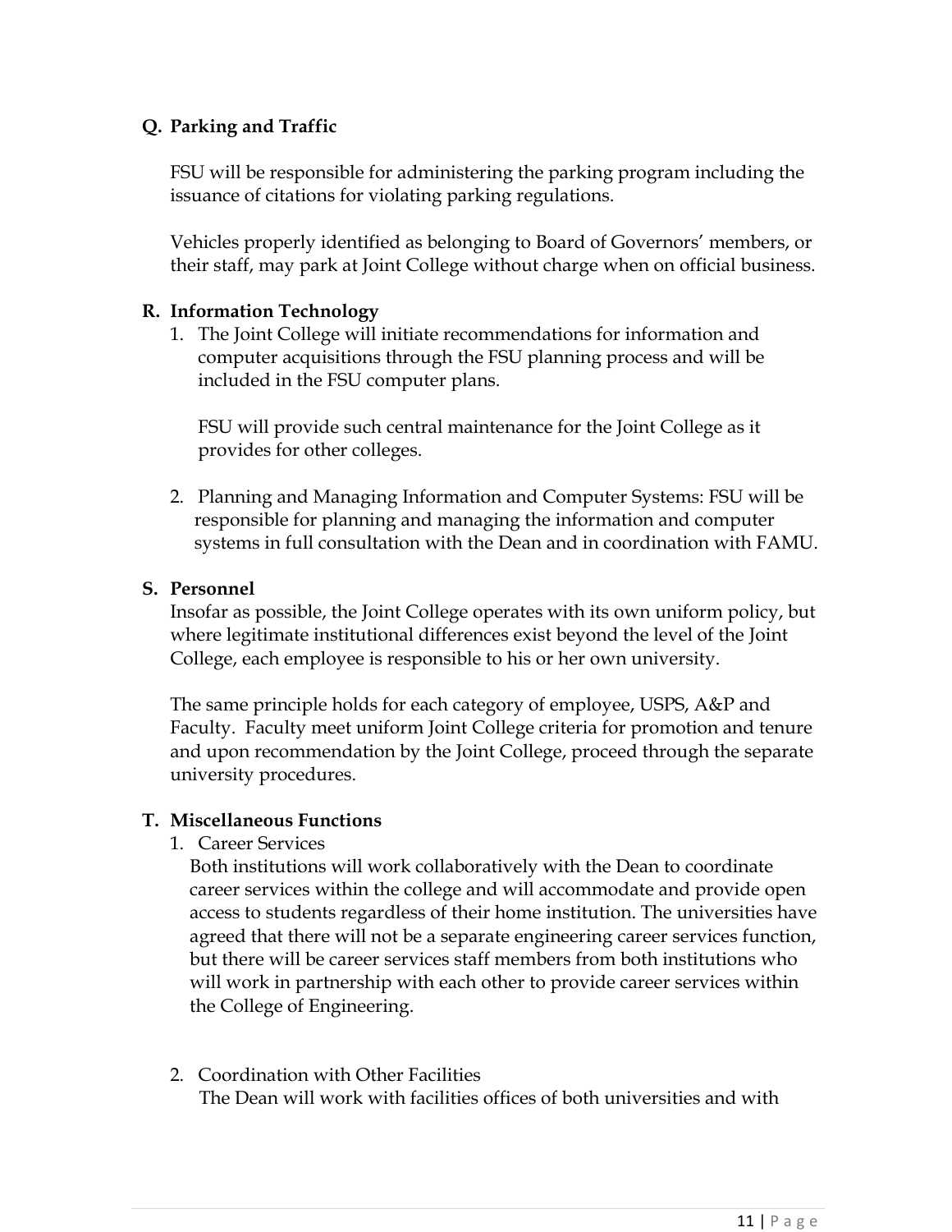**Q. Parking and Traffic**

FSU will be responsible for administering the parking program including the issuance of citations for violating parking regulations.

Vehicles properly identified as belonging to Board of Governors' members, or their staff, may park at Joint College without charge when on official business.

**R. Information Technology**

1. The Joint College will initiate recommendations for information and computer acquisitions through the FSU planning process and will be included in the FSU computer plans.

   FSU will provide such central maintenance for the Joint College as it provides for other colleges.

2. Planning and Managing Information and Computer Systems: FSU will be responsible for planning and managing the information and computer systems in full consultation with the Dean and in coordination with FAMU.

**S. Personnel**

Insofar as possible, the Joint College operates with its own uniform policy, but where legitimate institutional differences exist beyond the level of the Joint College, each employee is responsible to his or her own university.

The same principle holds for each category of employee, USPS, A&P and Faculty. Faculty meet uniform Joint College criteria for promotion and tenure and upon recommendation by the Joint College, proceed through the separate university procedures.

**T. Miscellaneous Functions**

1. Career Services
   Both institutions will work collaboratively with the Dean to coordinate career services within the college and will accommodate and provide open access to students regardless of their home institution. The universities have agreed that there will not be a separate engineering career services function, but there will be career services staff members from both institutions who will work in partnership with each other to provide career services within the College of Engineering.

2. Coordination with Other Facilities
   The Dean will work with facilities offices of both universities and with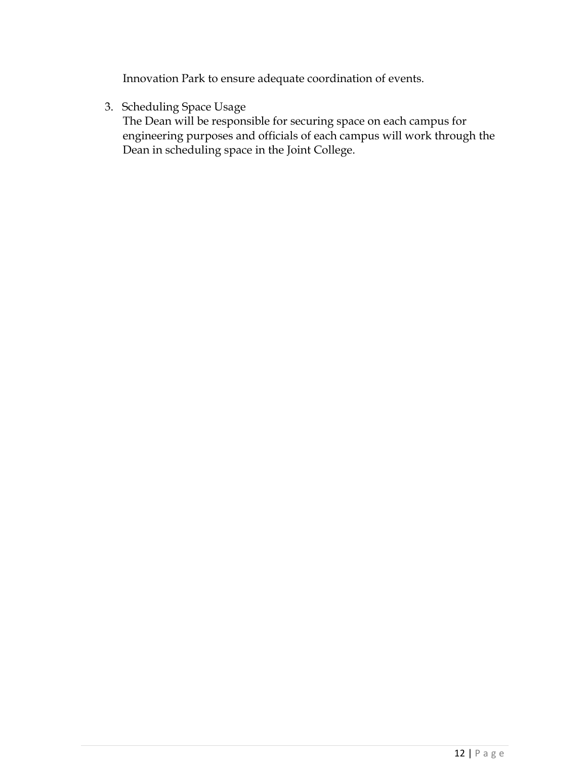Innovation Park to ensure adequate coordination of events.

3. Scheduling Space Usage
   The Dean will be responsible for securing space on each campus for engineering purposes and officials of each campus will work through the Dean in scheduling space in the Joint College.